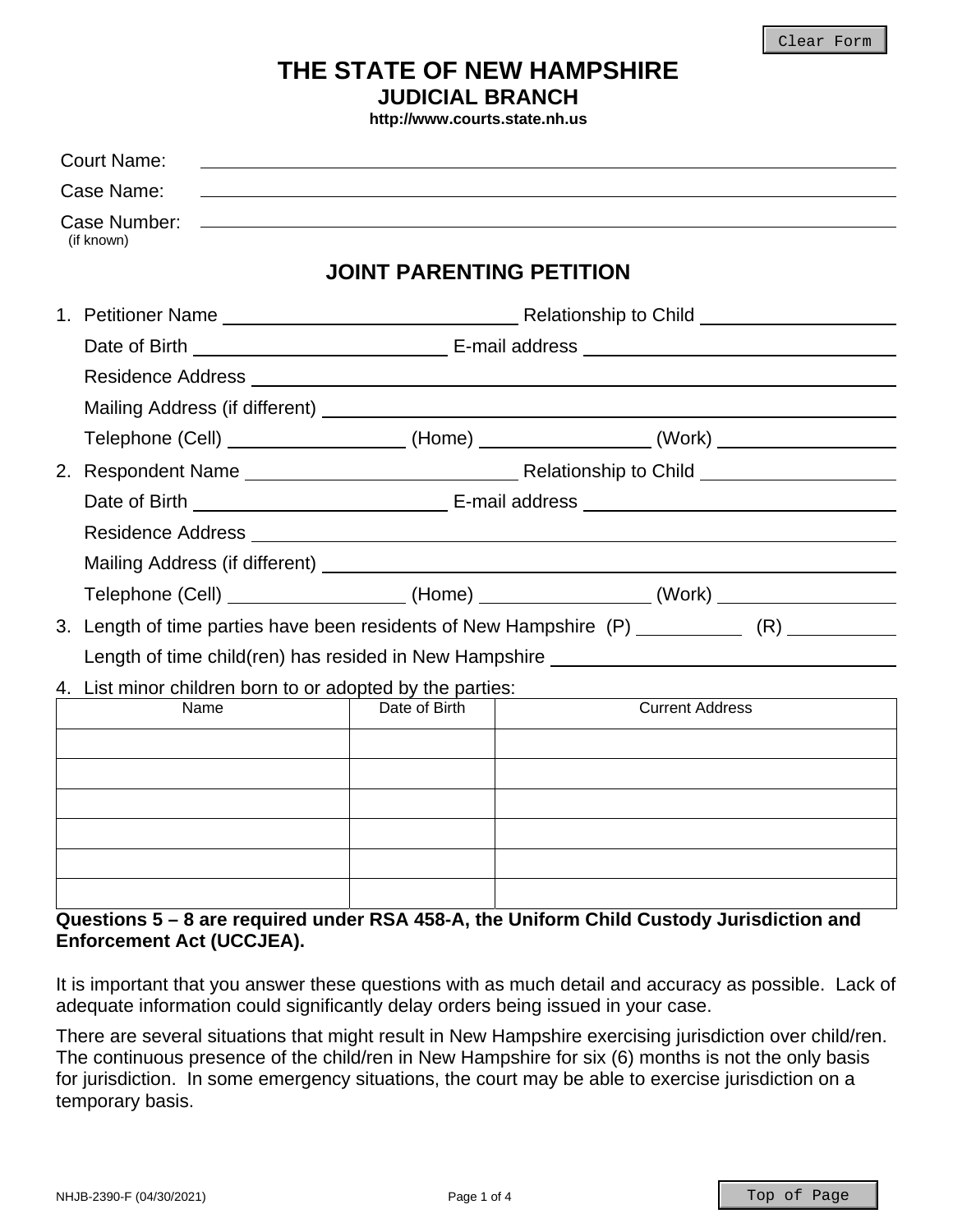# THE STATE OF NEW HAMPSHIRE
## JUDICIAL BRANCH
**http://www.courts.state.nh.us**

Court Name: ______________________________

Case Name: ______________________________

Case Number: ______________________________
(if known)

## JOINT PARENTING PETITION

1. Petitioner Name ______________________ Relationship to Child ______________

   Date of Birth ____________________ E-mail address ______________________

   Residence Address ______________________________________________

   Mailing Address (if different) ______________________________________

   Telephone (Cell) ______________ (Home) ______________ (Work) ______________

2. Respondent Name ______________________ Relationship to Child ______________

   Date of Birth ____________________ E-mail address ______________________

   Residence Address ______________________________________________

   Mailing Address (if different) ______________________________________

   Telephone (Cell) ______________ (Home) ______________ (Work) ______________

3. Length of time parties have been residents of New Hampshire (P) ________ (R) ________

   Length of time child(ren) has resided in New Hampshire ______________________

4. List minor children born to or adopted by the parties:

| Name | Date of Birth | Current Address |
| --- | --- | --- |
| | | |
| | | |
| | | |
| | | |
| | | |
| | | |

**Questions 5 – 8 are required under RSA 458-A, the Uniform Child Custody Jurisdiction and Enforcement Act (UCCJEA).**

It is important that you answer these questions with as much detail and accuracy as possible. Lack of adequate information could significantly delay orders being issued in your case.

There are several situations that might result in New Hampshire exercising jurisdiction over child/ren. The continuous presence of the child/ren in New Hampshire for six (6) months is not the only basis for jurisdiction. In some emergency situations, the court may be able to exercise jurisdiction on a temporary basis.

NHJB-2390-F (04/30/2021)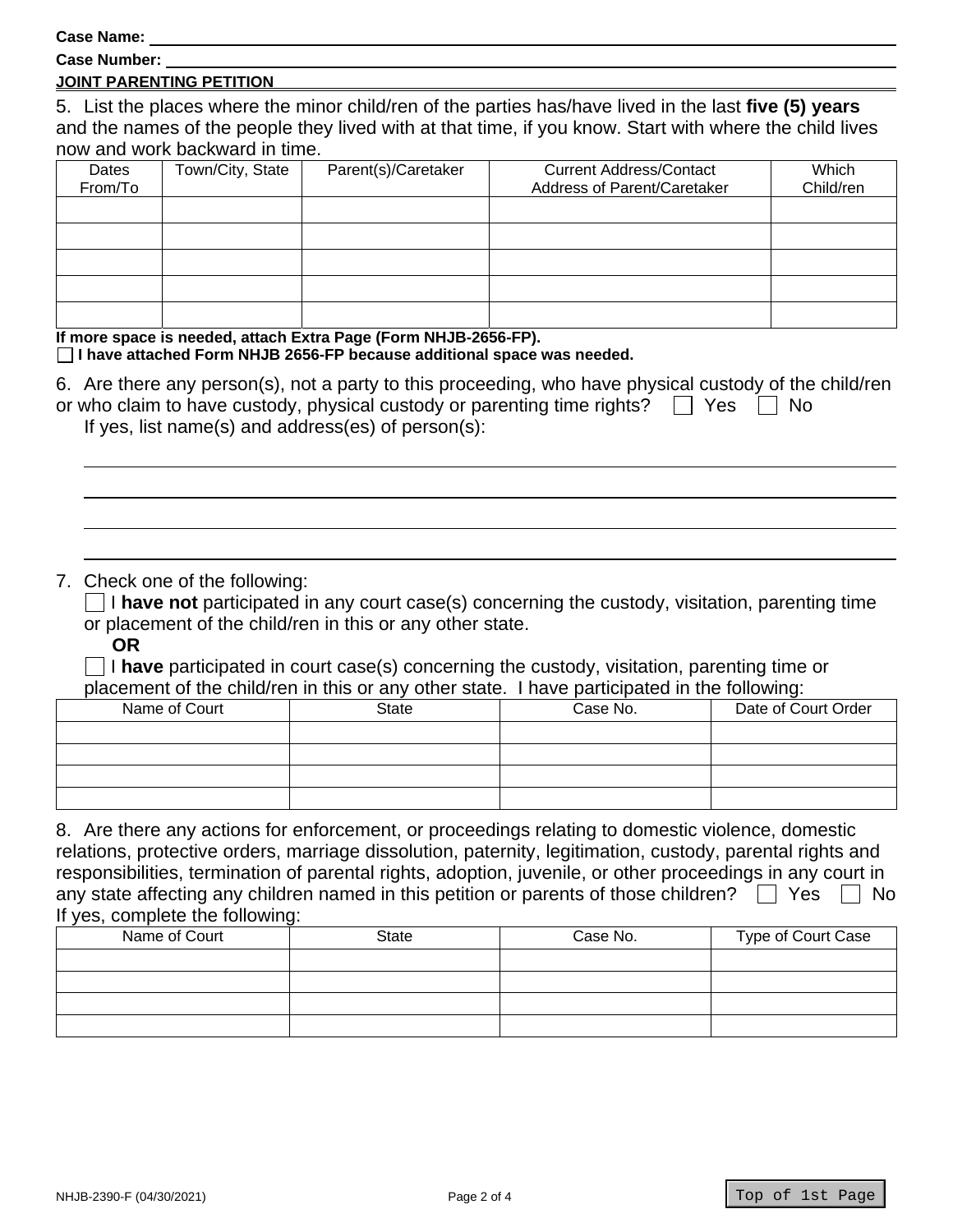Case Name: ____________________

Case Number: ____________________

**JOINT PARENTING PETITION**

5. List the places where the minor child/ren of the parties has/have lived in the last **five (5) years** and the names of the people they lived with at that time, if you know. Start with where the child lives now and work backward in time.

| Dates From/To | Town/City, State | Parent(s)/Caretaker | Current Address/Contact Address of Parent/Caretaker | Which Child/ren |
|---|---|---|---|---|
| | | | | |
| | | | | |
| | | | | |
| | | | | |
| | | | | |

**If more space is needed, attach Extra Page (Form NHJB-2656-FP).**

☐ **I have attached Form NHJB 2656-FP because additional space was needed.**

6. Are there any person(s), not a party to this proceeding, who have physical custody of the child/ren or who claim to have custody, physical custody or parenting time rights? ☐ Yes ☐ No

If yes, list name(s) and address(es) of person(s):

____________________

____________________

____________________

____________________

7. Check one of the following:

☐ I **have not** participated in any court case(s) concerning the custody, visitation, parenting time or placement of the child/ren in this or any other state.

**OR**

☐ I **have** participated in court case(s) concerning the custody, visitation, parenting time or placement of the child/ren in this or any other state. I have participated in the following:

| Name of Court | State | Case No. | Date of Court Order |
|---|---|---|---|
| | | | |
| | | | |
| | | | |
| | | | |

8. Are there any actions for enforcement, or proceedings relating to domestic violence, domestic relations, protective orders, marriage dissolution, paternity, legitimation, custody, parental rights and responsibilities, termination of parental rights, adoption, juvenile, or other proceedings in any court in any state affecting any children named in this petition or parents of those children? ☐ Yes ☐ No

If yes, complete the following:

| Name of Court | State | Case No. | Type of Court Case |
|---|---|---|---|
| | | | |
| | | | |
| | | | |
| | | | |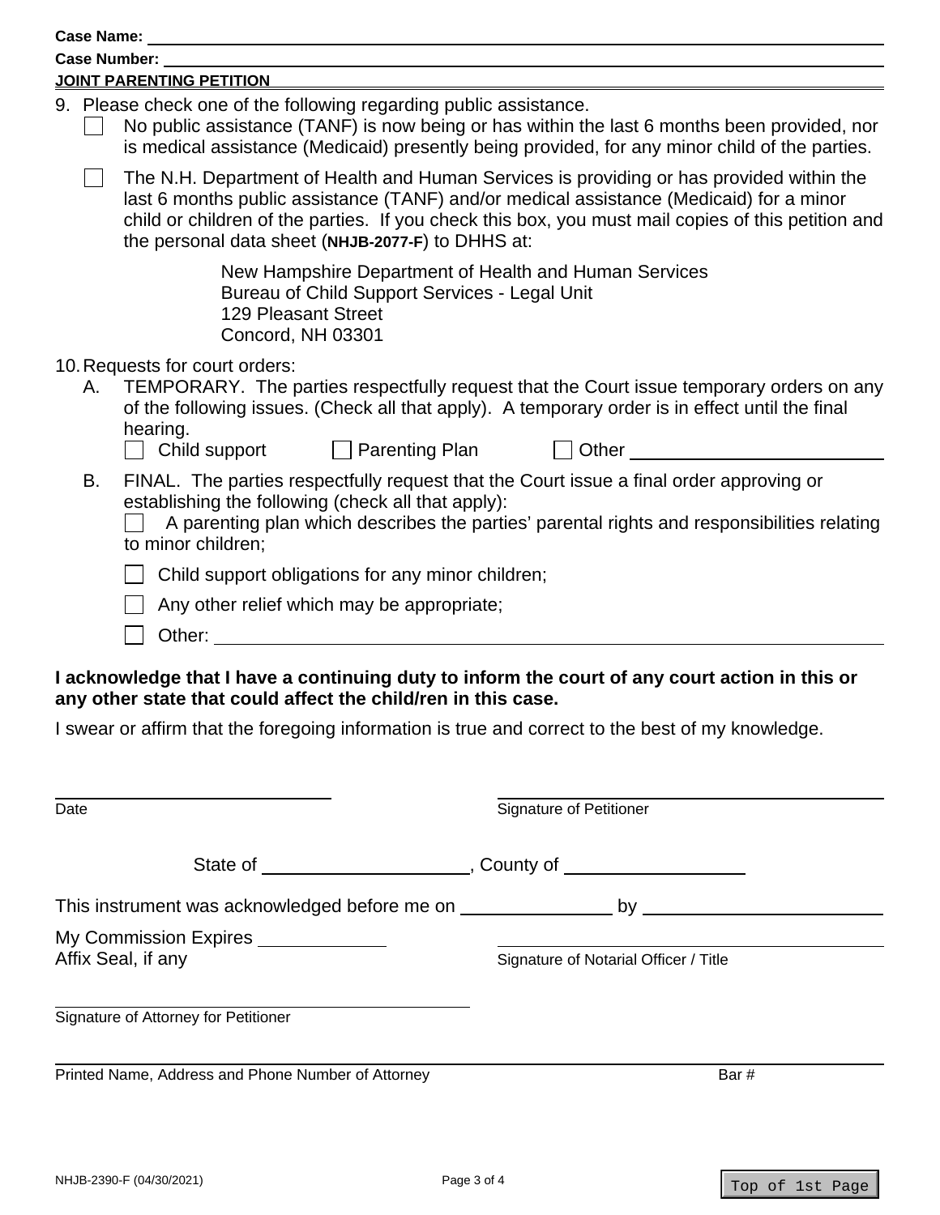Case Name: \_\_\_\_\_\_\_\_\_\_\_\_\_\_\_\_\_\_\_\_\_\_\_\_\_\_\_\_\_\_\_\_\_\_\_\_\_\_\_\_

Case Number: \_\_\_\_\_\_\_\_\_\_\_\_\_\_\_\_\_\_\_\_\_\_\_\_\_\_\_\_\_\_\_\_\_\_\_\_\_\_\_\_

**JOINT PARENTING PETITION**

9. Please check one of the following regarding public assistance.
   - ☐ No public assistance (TANF) is now being or has within the last 6 months been provided, nor is medical assistance (Medicaid) presently being provided, for any minor child of the parties.
   - ☐ The N.H. Department of Health and Human Services is providing or has provided within the last 6 months public assistance (TANF) and/or medical assistance (Medicaid) for a minor child or children of the parties. If you check this box, you must mail copies of this petition and the personal data sheet (**NHJB-2077-F**) to DHHS at:

     New Hampshire Department of Health and Human Services
     Bureau of Child Support Services - Legal Unit
     129 Pleasant Street
     Concord, NH 03301

10. Requests for court orders:
    - A. TEMPORARY. The parties respectfully request that the Court issue temporary orders on any of the following issues. (Check all that apply). A temporary order is in effect until the final hearing.
      ☐ Child support ☐ Parenting Plan ☐ Other \_\_\_\_\_\_\_\_\_\_\_\_\_\_\_\_\_\_\_\_
    - B. FINAL. The parties respectfully request that the Court issue a final order approving or establishing the following (check all that apply):
      - ☐ A parenting plan which describes the parties' parental rights and responsibilities relating to minor children;
      - ☐ Child support obligations for any minor children;
      - ☐ Any other relief which may be appropriate;
      - ☐ Other: \_\_\_\_\_\_\_\_\_\_\_\_\_\_\_\_\_\_\_\_\_\_\_\_\_\_\_\_\_\_\_\_\_\_\_\_\_\_\_\_

**I acknowledge that I have a continuing duty to inform the court of any court action in this or any other state that could affect the child/ren in this case.**

I swear or affirm that the foregoing information is true and correct to the best of my knowledge.

\_\_\_\_\_\_\_\_\_\_\_\_\_\_\_\_\_\_\_\_\_\_\_\_\_\_ \_\_\_\_\_\_\_\_\_\_\_\_\_\_\_\_\_\_\_\_\_\_\_\_\_\_\_\_\_\_\_\_
Date Signature of Petitioner

State of \_\_\_\_\_\_\_\_\_\_\_\_\_\_\_\_\_\_\_\_, County of \_\_\_\_\_\_\_\_\_\_\_\_\_\_\_\_\_\_

This instrument was acknowledged before me on \_\_\_\_\_\_\_\_\_\_\_\_\_\_\_ by \_\_\_\_\_\_\_\_\_\_\_\_\_\_\_\_\_\_\_\_\_\_\_\_

My Commission Expires \_\_\_\_\_\_\_\_\_\_\_\_\_
Affix Seal, if any

\_\_\_\_\_\_\_\_\_\_\_\_\_\_\_\_\_\_\_\_\_\_\_\_\_\_\_\_\_\_\_\_
Signature of Notarial Officer / Title

\_\_\_\_\_\_\_\_\_\_\_\_\_\_\_\_\_\_\_\_\_\_\_\_\_\_\_\_\_\_\_\_\_\_\_\_\_\_\_\_
Signature of Attorney for Petitioner

\_\_\_\_\_\_\_\_\_\_\_\_\_\_\_\_\_\_\_\_\_\_\_\_\_\_\_\_\_\_\_\_\_\_\_\_\_\_\_\_\_\_\_\_\_\_\_\_\_\_\_\_\_\_\_\_\_\_\_\_
Printed Name, Address and Phone Number of Attorney Bar #

NHJB-2390-F (04/30/2021)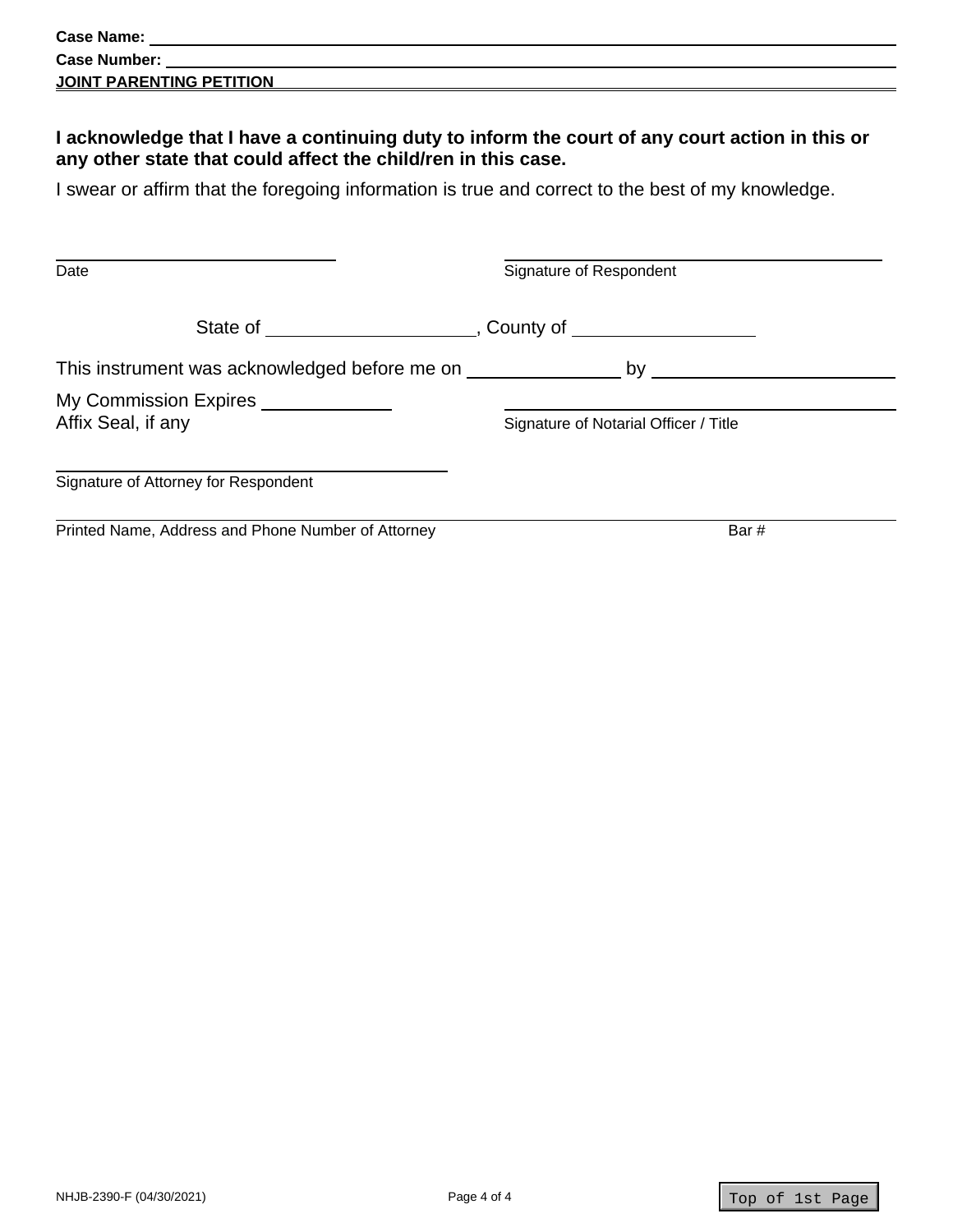Case Name: \_\_\_\_\_\_\_\_\_\_\_\_\_\_\_\_\_\_\_\_\_\_\_\_\_\_\_\_\_\_\_\_\_\_\_\_\_\_\_\_

Case Number: \_\_\_\_\_\_\_\_\_\_\_\_\_\_\_\_\_\_\_\_\_\_\_\_\_\_\_\_\_\_\_\_\_\_\_\_\_\_\_\_

**JOINT PARENTING PETITION**

**I acknowledge that I have a continuing duty to inform the court of any court action in this or any other state that could affect the child/ren in this case.**

I swear or affirm that the foregoing information is true and correct to the best of my knowledge.

\_\_\_\_\_\_\_\_\_\_\_\_\_\_\_\_\_\_\_\_\_\_\_\_\_\_\_\_\_\_\_\_ \_\_\_\_\_\_\_\_\_\_\_\_\_\_\_\_\_\_\_\_\_\_\_\_\_\_\_\_\_\_\_\_\_\_\_\_\_\_\_\_
Date Signature of Respondent

State of \_\_\_\_\_\_\_\_\_\_\_\_\_\_\_\_\_\_\_\_, County of \_\_\_\_\_\_\_\_\_\_\_\_\_\_\_\_\_\_

This instrument was acknowledged before me on \_\_\_\_\_\_\_\_\_\_\_\_\_\_\_ by \_\_\_\_\_\_\_\_\_\_\_\_\_\_\_\_\_\_\_\_\_\_\_\_

My Commission Expires \_\_\_\_\_\_\_\_\_\_\_\_\_

Affix Seal, if any

\_\_\_\_\_\_\_\_\_\_\_\_\_\_\_\_\_\_\_\_\_\_\_\_\_\_\_\_\_\_\_\_\_\_\_\_\_\_\_\_
Signature of Notarial Officer / Title

\_\_\_\_\_\_\_\_\_\_\_\_\_\_\_\_\_\_\_\_\_\_\_\_\_\_\_\_\_\_\_\_\_\_\_\_\_\_\_\_
Signature of Attorney for Respondent

\_\_\_\_\_\_\_\_\_\_\_\_\_\_\_\_\_\_\_\_\_\_\_\_\_\_\_\_\_\_\_\_\_\_\_\_\_\_\_\_\_\_\_\_\_\_\_\_\_\_\_\_\_\_\_\_\_\_\_\_\_\_\_\_\_\_\_\_\_\_\_\_\_\_\_\_\_\_
Printed Name, Address and Phone Number of Attorney Bar #

NHJB-2390-F (04/30/2021)

Top of 1st Page